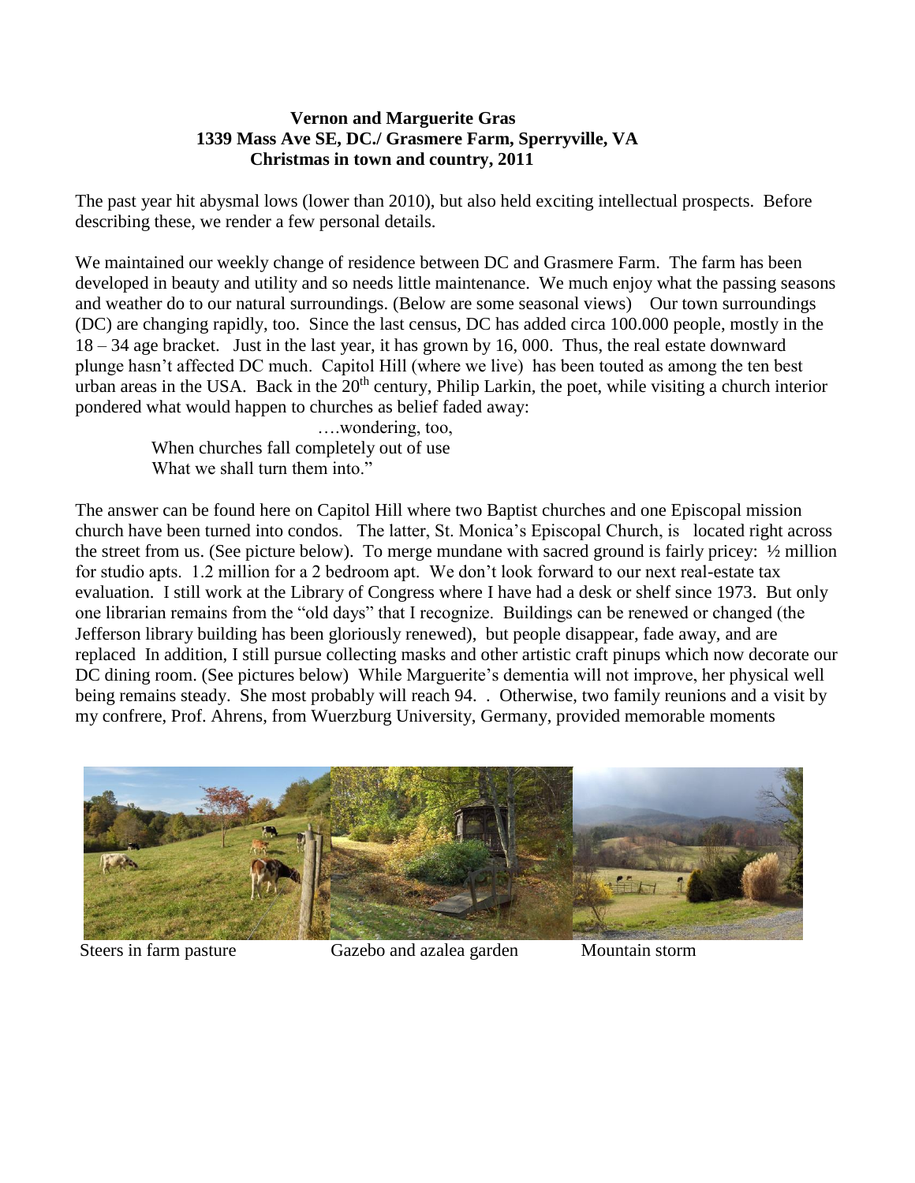**Vernon and Marguerite Gras**
**1339 Mass Ave SE, DC./ Grasmere Farm, Sperryville, VA**
**Christmas in town and country, 2011**

The past year hit abysmal lows (lower than 2010), but also held exciting intellectual prospects. Before describing these, we render a few personal details.

We maintained our weekly change of residence between DC and Grasmere Farm. The farm has been developed in beauty and utility and so needs little maintenance. We much enjoy what the passing seasons and weather do to our natural surroundings. (Below are some seasonal views) Our town surroundings (DC) are changing rapidly, too. Since the last census, DC has added circa 100.000 people, mostly in the 18 – 34 age bracket. Just in the last year, it has grown by 16, 000. Thus, the real estate downward plunge hasn't affected DC much. Capitol Hill (where we live) has been touted as among the ten best urban areas in the USA. Back in the 20th century, Philip Larkin, the poet, while visiting a church interior pondered what would happen to churches as belief faded away:

> ….wondering, too,
> When churches fall completely out of use
> What we shall turn them into."

The answer can be found here on Capitol Hill where two Baptist churches and one Episcopal mission church have been turned into condos. The latter, St. Monica's Episcopal Church, is located right across the street from us. (See picture below). To merge mundane with sacred ground is fairly pricey: ½ million for studio apts. 1.2 million for a 2 bedroom apt. We don't look forward to our next real-estate tax evaluation. I still work at the Library of Congress where I have had a desk or shelf since 1973. But only one librarian remains from the "old days" that I recognize. Buildings can be renewed or changed (the Jefferson library building has been gloriously renewed), but people disappear, fade away, and are replaced In addition, I still pursue collecting masks and other artistic craft pinups which now decorate our DC dining room. (See pictures below) While Marguerite's dementia will not improve, her physical well being remains steady. She most probably will reach 94. . Otherwise, two family reunions and a visit by my confrere, Prof. Ahrens, from Wuerzburg University, Germany, provided memorable moments

Steers in farm pasture    Gazebo and azalea garden    Mountain storm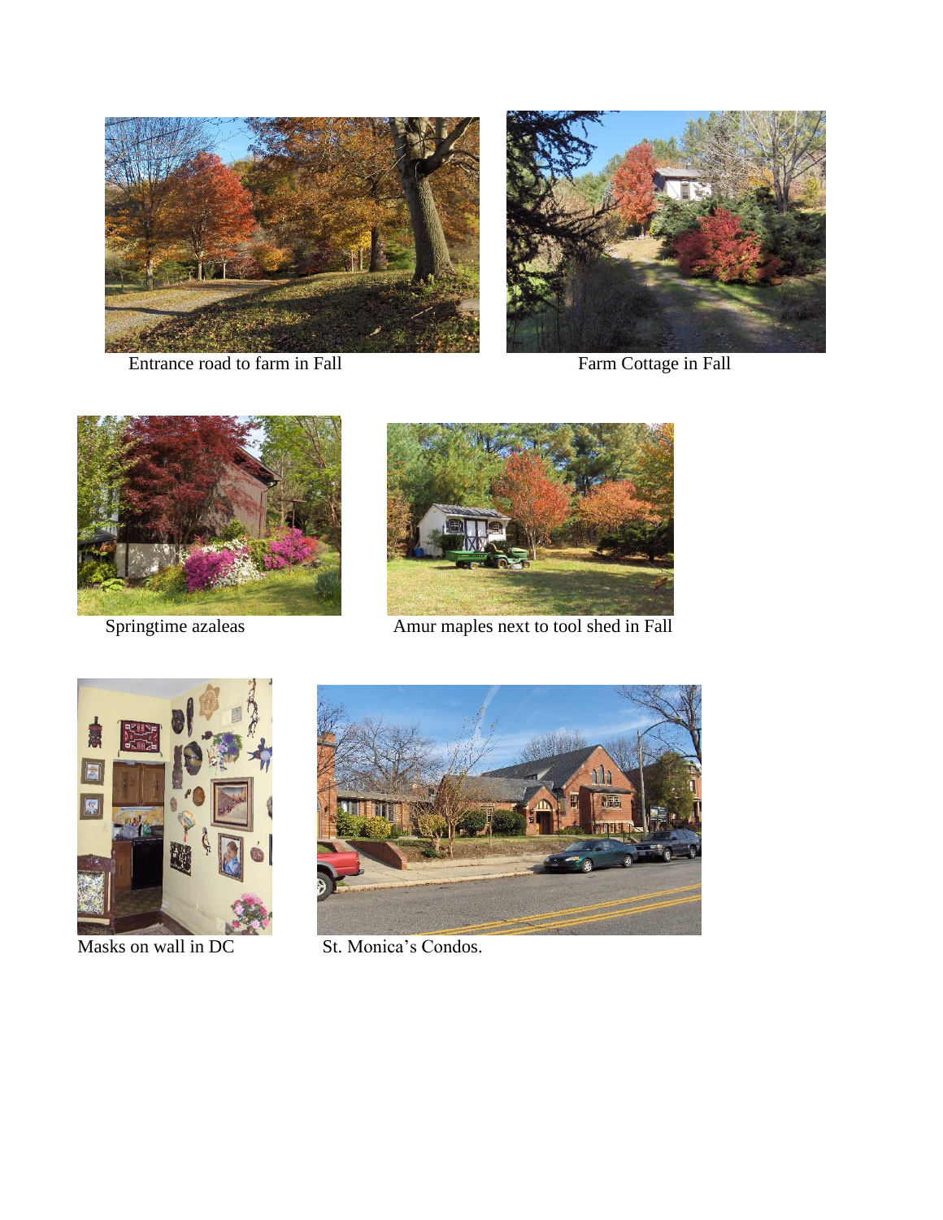Entrance road to farm in Fall

Farm Cottage in Fall

Springtime azaleas

Amur maples next to tool shed in Fall

Masks on wall in DC

St. Monica's Condos.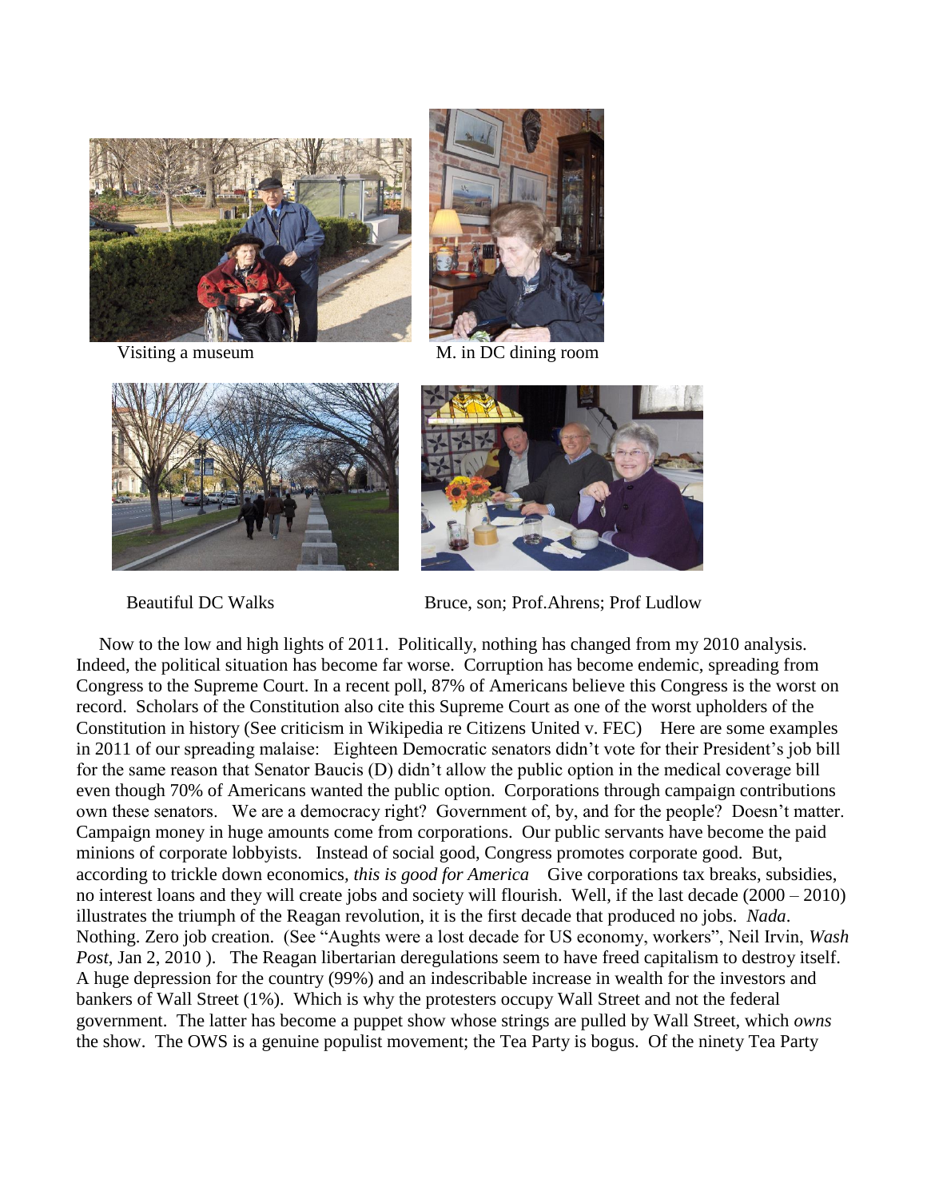Visiting a museum

M. in DC dining room

Beautiful DC Walks

Bruce, son; Prof.Ahrens; Prof Ludlow

Now to the low and high lights of 2011. Politically, nothing has changed from my 2010 analysis. Indeed, the political situation has become far worse. Corruption has become endemic, spreading from Congress to the Supreme Court. In a recent poll, 87% of Americans believe this Congress is the worst on record. Scholars of the Constitution also cite this Supreme Court as one of the worst upholders of the Constitution in history (See criticism in Wikipedia re Citizens United v. FEC) Here are some examples in 2011 of our spreading malaise: Eighteen Democratic senators didn't vote for their President's job bill for the same reason that Senator Baucis (D) didn't allow the public option in the medical coverage bill even though 70% of Americans wanted the public option. Corporations through campaign contributions own these senators. We are a democracy right? Government of, by, and for the people? Doesn't matter. Campaign money in huge amounts come from corporations. Our public servants have become the paid minions of corporate lobbyists. Instead of social good, Congress promotes corporate good. But, according to trickle down economics, *this is good for America* Give corporations tax breaks, subsidies, no interest loans and they will create jobs and society will flourish. Well, if the last decade (2000 – 2010) illustrates the triumph of the Reagan revolution, it is the first decade that produced no jobs. *Nada*. Nothing. Zero job creation. (See "Aughts were a lost decade for US economy, workers", Neil Irvin, *Wash Post*, Jan 2, 2010 ). The Reagan libertarian deregulations seem to have freed capitalism to destroy itself. A huge depression for the country (99%) and an indescribable increase in wealth for the investors and bankers of Wall Street (1%). Which is why the protesters occupy Wall Street and not the federal government. The latter has become a puppet show whose strings are pulled by Wall Street, which *owns* the show. The OWS is a genuine populist movement; the Tea Party is bogus. Of the ninety Tea Party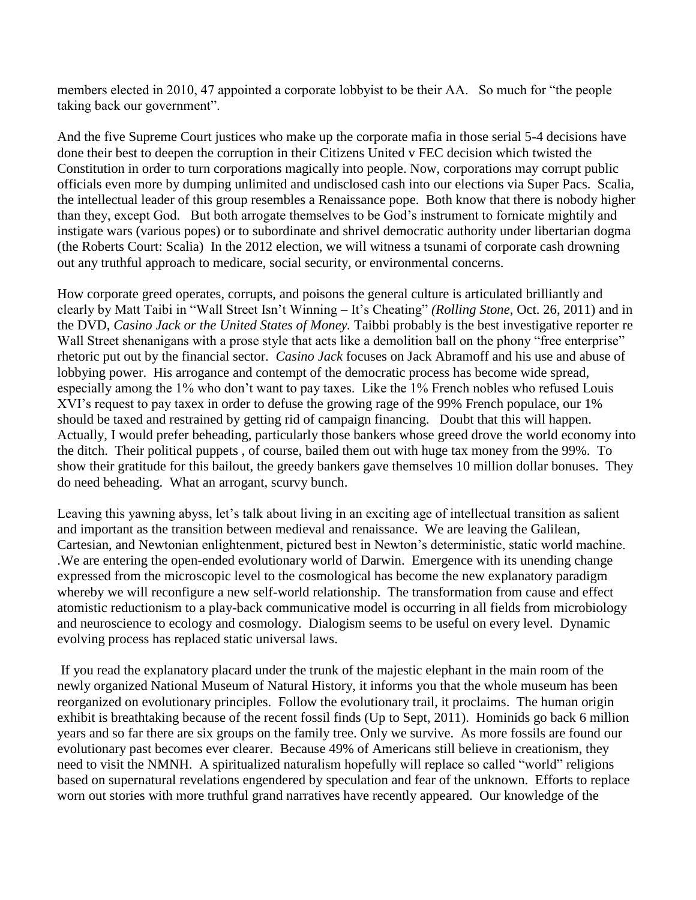members elected in 2010, 47 appointed a corporate lobbyist to be their AA. So much for "the people taking back our government".

And the five Supreme Court justices who make up the corporate mafia in those serial 5-4 decisions have done their best to deepen the corruption in their Citizens United v FEC decision which twisted the Constitution in order to turn corporations magically into people. Now, corporations may corrupt public officials even more by dumping unlimited and undisclosed cash into our elections via Super Pacs. Scalia, the intellectual leader of this group resembles a Renaissance pope. Both know that there is nobody higher than they, except God. But both arrogate themselves to be God's instrument to fornicate mightily and instigate wars (various popes) or to subordinate and shrivel democratic authority under libertarian dogma (the Roberts Court: Scalia) In the 2012 election, we will witness a tsunami of corporate cash drowning out any truthful approach to medicare, social security, or environmental concerns.

How corporate greed operates, corrupts, and poisons the general culture is articulated brilliantly and clearly by Matt Taibi in "Wall Street Isn't Winning – It's Cheating" *(Rolling Stone*, Oct. 26, 2011) and in the DVD, *Casino Jack or the United States of Money.* Taibbi probably is the best investigative reporter re Wall Street shenanigans with a prose style that acts like a demolition ball on the phony "free enterprise" rhetoric put out by the financial sector. *Casino Jack* focuses on Jack Abramoff and his use and abuse of lobbying power. His arrogance and contempt of the democratic process has become wide spread, especially among the 1% who don't want to pay taxes. Like the 1% French nobles who refused Louis XVI's request to pay taxex in order to defuse the growing rage of the 99% French populace, our 1% should be taxed and restrained by getting rid of campaign financing. Doubt that this will happen. Actually, I would prefer beheading, particularly those bankers whose greed drove the world economy into the ditch. Their political puppets , of course, bailed them out with huge tax money from the 99%. To show their gratitude for this bailout, the greedy bankers gave themselves 10 million dollar bonuses. They do need beheading. What an arrogant, scurvy bunch.

Leaving this yawning abyss, let's talk about living in an exciting age of intellectual transition as salient and important as the transition between medieval and renaissance. We are leaving the Galilean, Cartesian, and Newtonian enlightenment, pictured best in Newton's deterministic, static world machine. .We are entering the open-ended evolutionary world of Darwin. Emergence with its unending change expressed from the microscopic level to the cosmological has become the new explanatory paradigm whereby we will reconfigure a new self-world relationship. The transformation from cause and effect atomistic reductionism to a play-back communicative model is occurring in all fields from microbiology and neuroscience to ecology and cosmology. Dialogism seems to be useful on every level. Dynamic evolving process has replaced static universal laws.

If you read the explanatory placard under the trunk of the majestic elephant in the main room of the newly organized National Museum of Natural History, it informs you that the whole museum has been reorganized on evolutionary principles. Follow the evolutionary trail, it proclaims. The human origin exhibit is breathtaking because of the recent fossil finds (Up to Sept, 2011). Hominids go back 6 million years and so far there are six groups on the family tree. Only we survive. As more fossils are found our evolutionary past becomes ever clearer. Because 49% of Americans still believe in creationism, they need to visit the NMNH. A spiritualized naturalism hopefully will replace so called "world" religions based on supernatural revelations engendered by speculation and fear of the unknown. Efforts to replace worn out stories with more truthful grand narratives have recently appeared. Our knowledge of the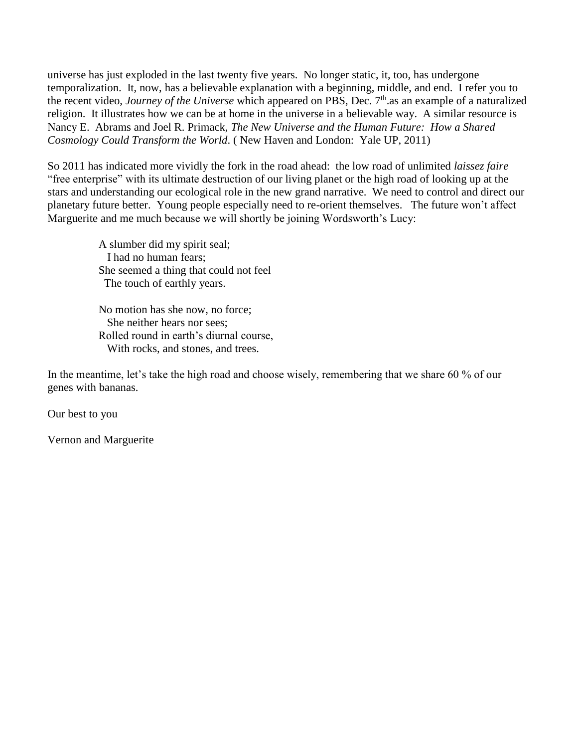universe has just exploded in the last twenty five years. No longer static, it, too, has undergone temporalization. It, now, has a believable explanation with a beginning, middle, and end. I refer you to the recent video, *Journey of the Universe* which appeared on PBS, Dec. 7th.as an example of a naturalized religion. It illustrates how we can be at home in the universe in a believable way. A similar resource is Nancy E. Abrams and Joel R. Primack, *The New Universe and the Human Future: How a Shared Cosmology Could Transform the World*. ( New Haven and London: Yale UP, 2011)

So 2011 has indicated more vividly the fork in the road ahead: the low road of unlimited *laissez faire* "free enterprise" with its ultimate destruction of our living planet or the high road of looking up at the stars and understanding our ecological role in the new grand narrative. We need to control and direct our planetary future better. Young people especially need to re-orient themselves. The future won't affect Marguerite and me much because we will shortly be joining Wordsworth's Lucy:

> A slumber did my spirit seal;  
> I had no human fears;  
> She seemed a thing that could not feel  
> The touch of earthly years.
>
> No motion has she now, no force;  
> She neither hears nor sees;  
> Rolled round in earth's diurnal course,  
> With rocks, and stones, and trees.

In the meantime, let's take the high road and choose wisely, remembering that we share 60 % of our genes with bananas.

Our best to you

Vernon and Marguerite